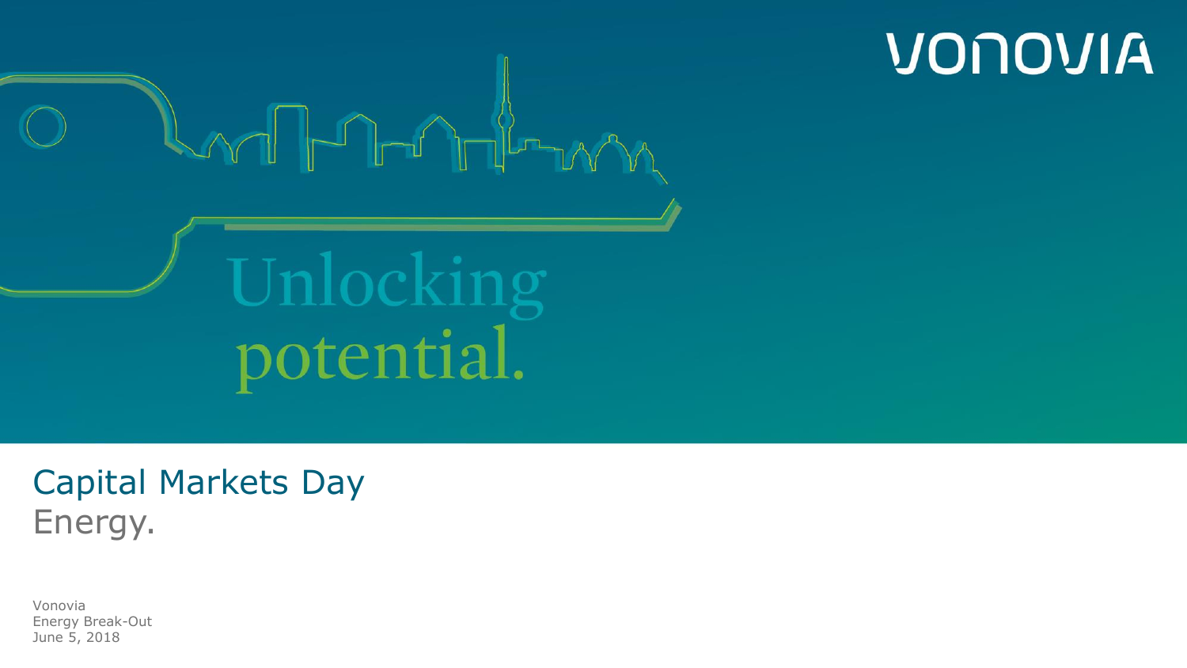VONOVIA

Unlocking potential.

# Capital Markets Day
## Energy.

Vonovia
Energy Break-Out
June 5, 2018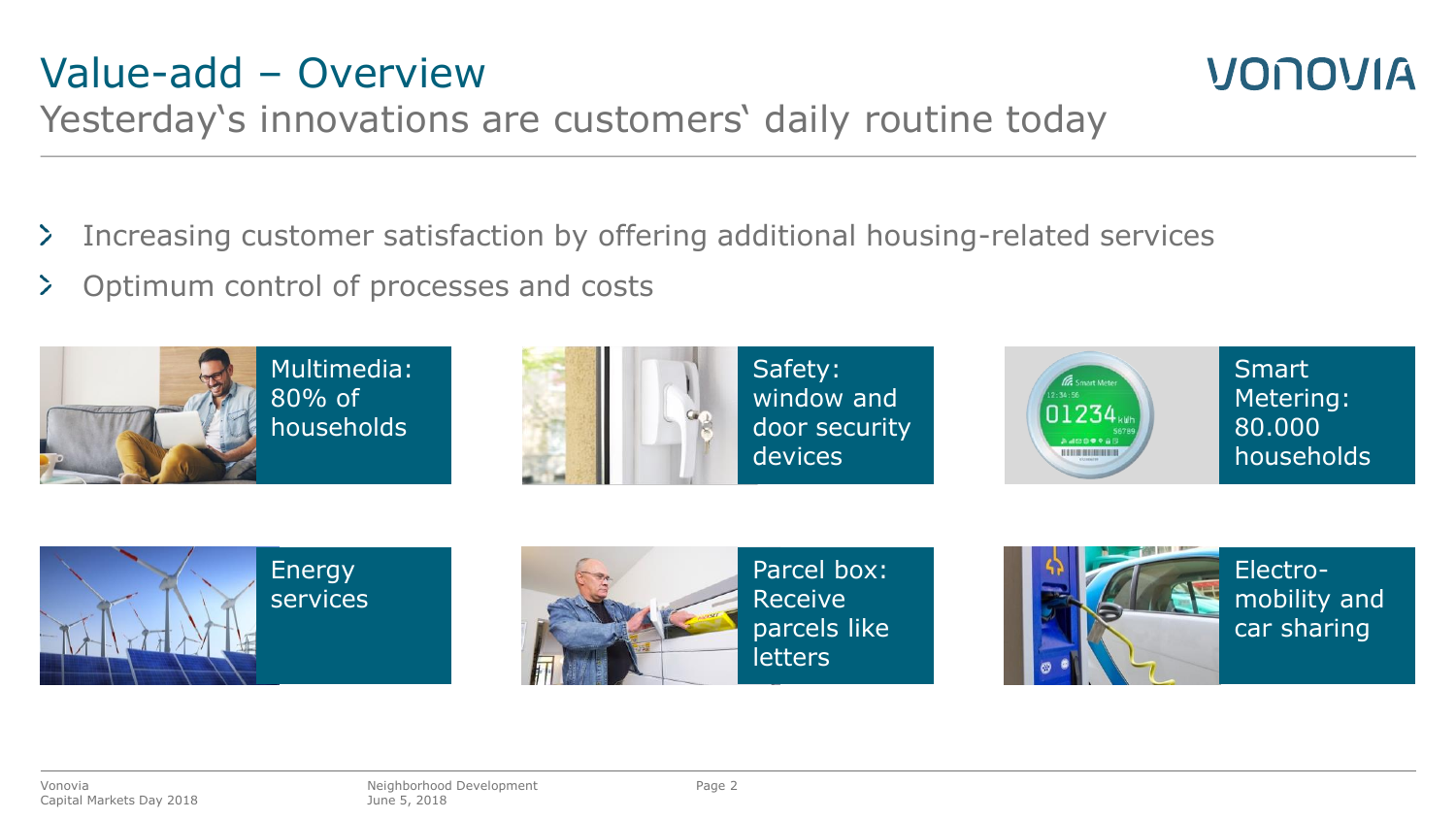# Value-add – Overview

## Yesterday‘s innovations are customers‘ daily routine today

- Increasing customer satisfaction by offering additional housing-related services
- Optimum control of processes and costs

Multimedia: 80% of households

Safety: window and door security devices

Smart Metering: 80.000 households

Energy services

Parcel box: Receive parcels like letters

Electro-mobility and car sharing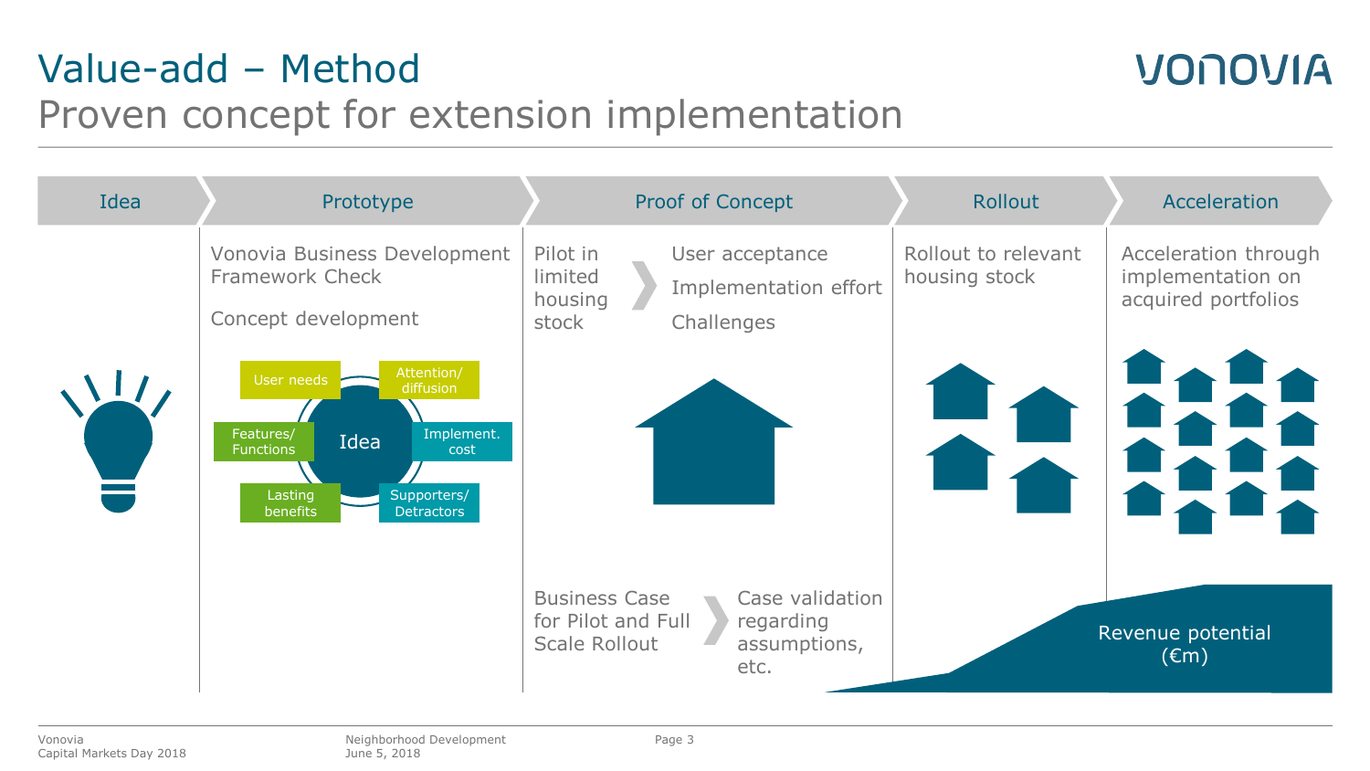# Value-add – Method

## Proven concept for extension implementation

| Idea | Prototype | Proof of Concept | Rollout | Acceleration |
| --- | --- | --- | --- | --- |
| | Vonovia Business Development Framework Check<br><br>Concept development | Pilot in limited housing stock › User acceptance, Implementation effort, Challenges | Rollout to relevant housing stock | Acceleration through implementation on acquired portfolios |

Idea: User needs; Attention/ diffusion; Features/ Functions; Implement. cost; Lasting benefits; Supporters/ Detractors

Business Case for Pilot and Full Scale Rollout › Case validation regarding assumptions, etc.

Revenue potential (€m)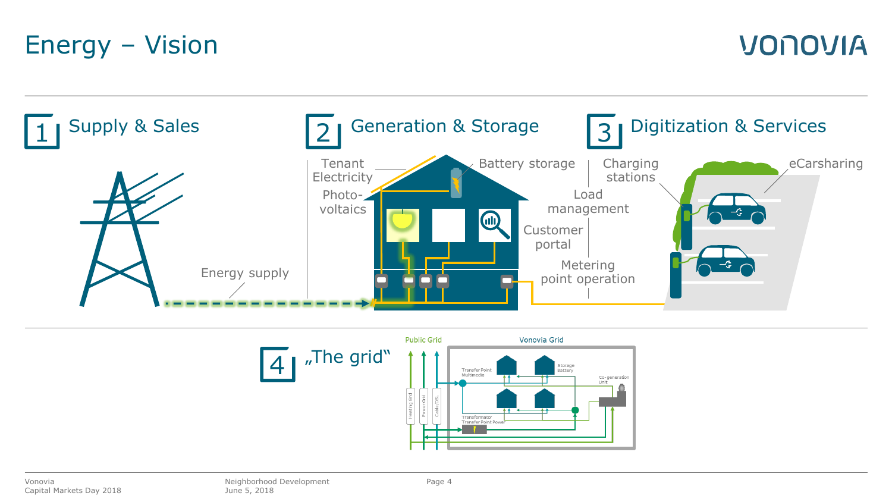# Energy – Vision

## 1 Supply & Sales

Energy supply

## 2 Generation & Storage

Tenant Electricity

Photo-voltaics

Battery storage

## 3 Digitization & Services

Load management

Customer portal

Metering point operation

Charging stations

eCarsharing

## 4 „The grid"

Public Grid

Vonovia Grid

Heating Grid

Power Grid

Cable/DSL

Transfer Point Multimedia

Storage Battery

Co-generation Unit

Transformator Transfer Point Power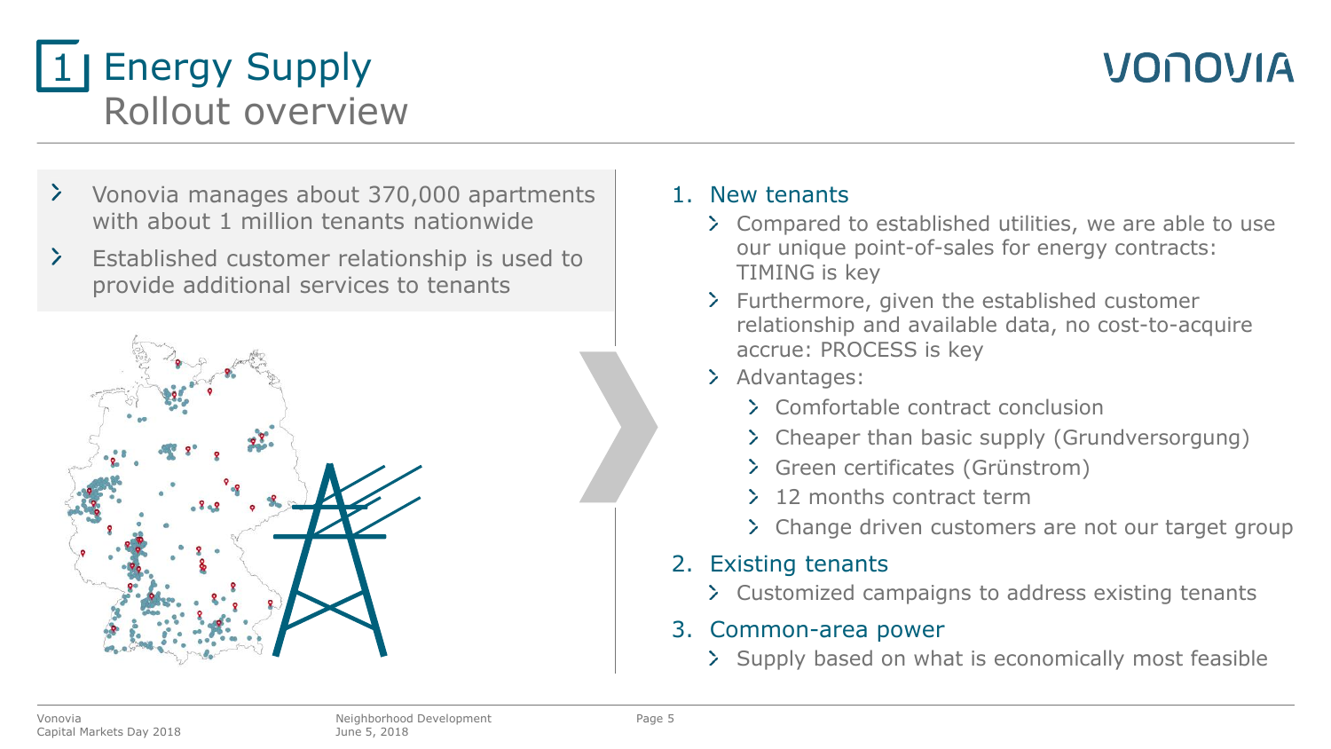# 1 Energy Supply

## Rollout overview

- Vonovia manages about 370,000 apartments with about 1 million tenants nationwide
- Established customer relationship is used to provide additional services to tenants

1. New tenants
   - Compared to established utilities, we are able to use our unique point-of-sales for energy contracts: TIMING is key
   - Furthermore, given the established customer relationship and available data, no cost-to-acquire accrue: PROCESS is key
   - Advantages:
     - Comfortable contract conclusion
     - Cheaper than basic supply (Grundversorgung)
     - Green certificates (Grünstrom)
     - 12 months contract term
     - Change driven customers are not our target group
2. Existing tenants
   - Customized campaigns to address existing tenants
3. Common-area power
   - Supply based on what is economically most feasible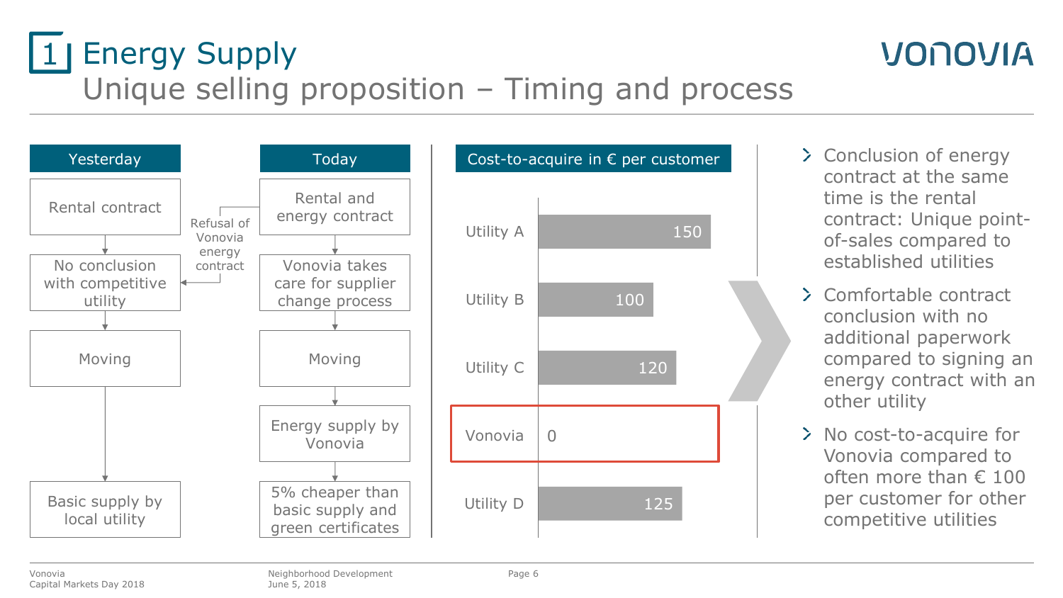# 1 Energy Supply

## Unique selling proposition – Timing and process

| Yesterday | Today |
|---|---|
| Rental contract | Rental and energy contract |
| No conclusion with competitive utility | Vonovia takes care for supplier change process |
| Moving | Moving |
| | Energy supply by Vonovia |
| Basic supply by local utility | 5% cheaper than basic supply and green certificates |

Refusal of Vonovia energy contract

**Cost-to-acquire in € per customer**

| Utility | Cost-to-acquire (€) |
|---|---|
| Utility A | 150 |
| Utility B | 100 |
| Utility C | 120 |
| Vonovia | 0 |
| Utility D | 125 |

- Conclusion of energy contract at the same time is the rental contract: Unique point-of-sales compared to established utilities
- Comfortable contract conclusion with no additional paperwork compared to signing an energy contract with an other utility
- No cost-to-acquire for Vonovia compared to often more than € 100 per customer for other competitive utilities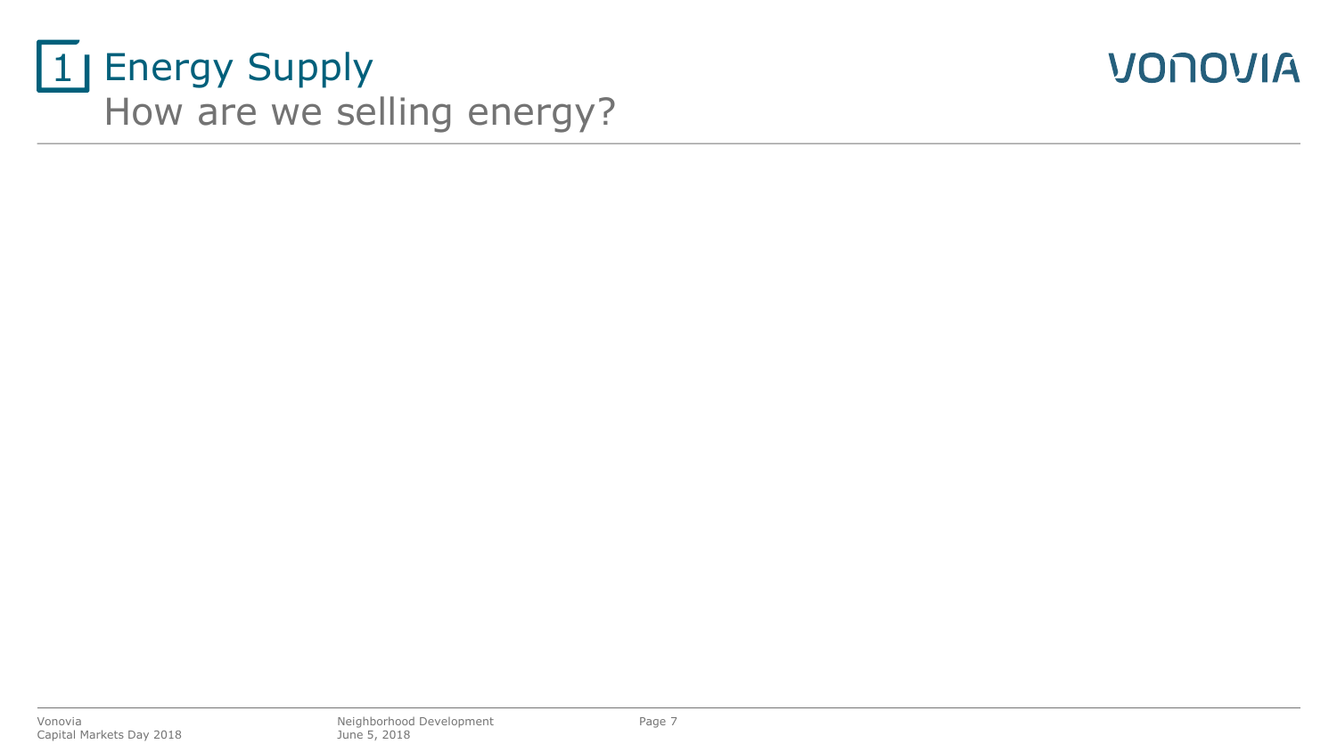# 1 Energy Supply

## How are we selling energy?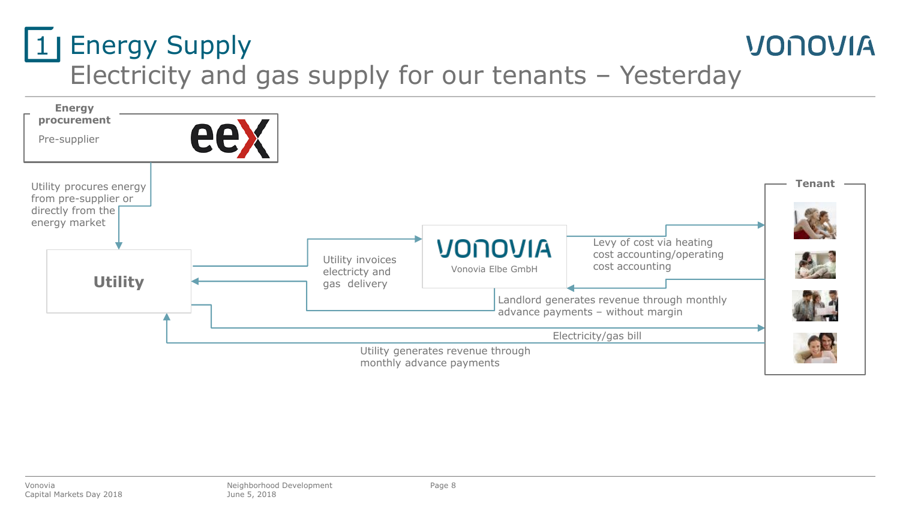# 1 Energy Supply

## Electricity and gas supply for our tenants – Yesterday

**Energy procurement**

Pre-supplier

eex

Utility procures energy from pre-supplier or directly from the energy market

**Utility**

Utility invoices electricty and gas delivery

VONOVIA

Vonovia Elbe GmbH

Levy of cost via heating cost accounting/operating cost accounting

Landlord generates revenue through monthly advance payments – without margin

Electricity/gas bill

Utility generates revenue through monthly advance payments

**Tenant**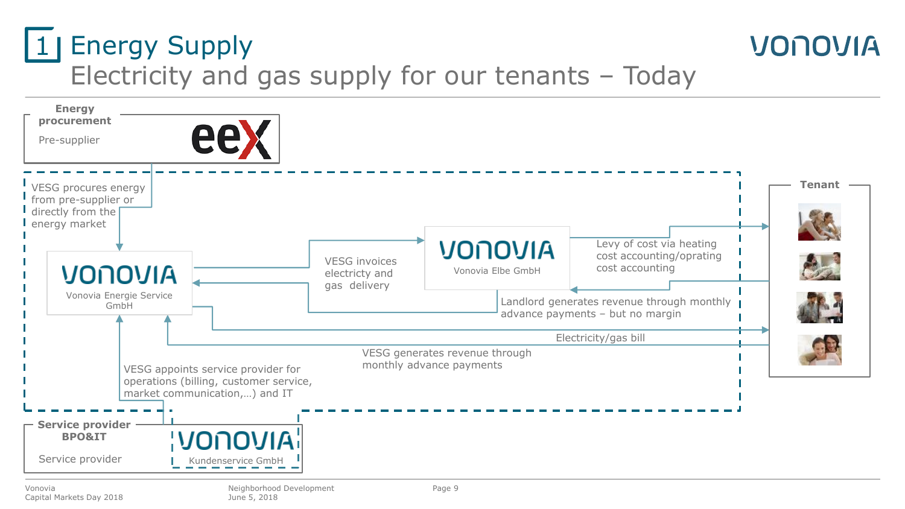# 1 Energy Supply

## Electricity and gas supply for our tenants – Today

**Energy procurement**

Pre-supplier

eex

VESG procures energy from pre-supplier or directly from the energy market

VONOVIA
Vonovia Energie Service GmbH

VESG invoices electricty and gas delivery

VONOVIA
Vonovia Elbe GmbH

Levy of cost via heating cost accounting/oprating cost accounting

Landlord generates revenue through monthly advance payments – but no margin

Electricity/gas bill

VESG generates revenue through monthly advance payments

VESG appoints service provider for operations (billing, customer service, market communication,…) and IT

**Tenant**

**Service provider BPO&IT**

Service provider

VONOVIA
Kundenservice GmbH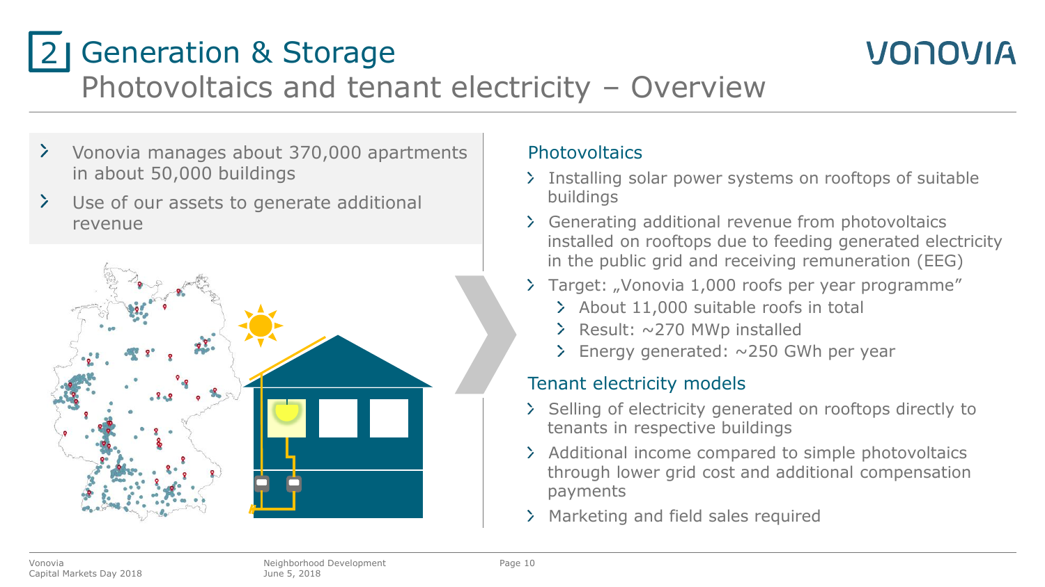# 2 Generation & Storage

## Photovoltaics and tenant electricity – Overview

- Vonovia manages about 370,000 apartments in about 50,000 buildings
- Use of our assets to generate additional revenue

### Photovoltaics

- Installing solar power systems on rooftops of suitable buildings
- Generating additional revenue from photovoltaics installed on rooftops due to feeding generated electricity in the public grid and receiving remuneration (EEG)
- Target: „Vonovia 1,000 roofs per year programme"
  - About 11,000 suitable roofs in total
  - Result: ~270 MWp installed
  - Energy generated: ~250 GWh per year

### Tenant electricity models

- Selling of electricity generated on rooftops directly to tenants in respective buildings
- Additional income compared to simple photovoltaics through lower grid cost and additional compensation payments
- Marketing and field sales required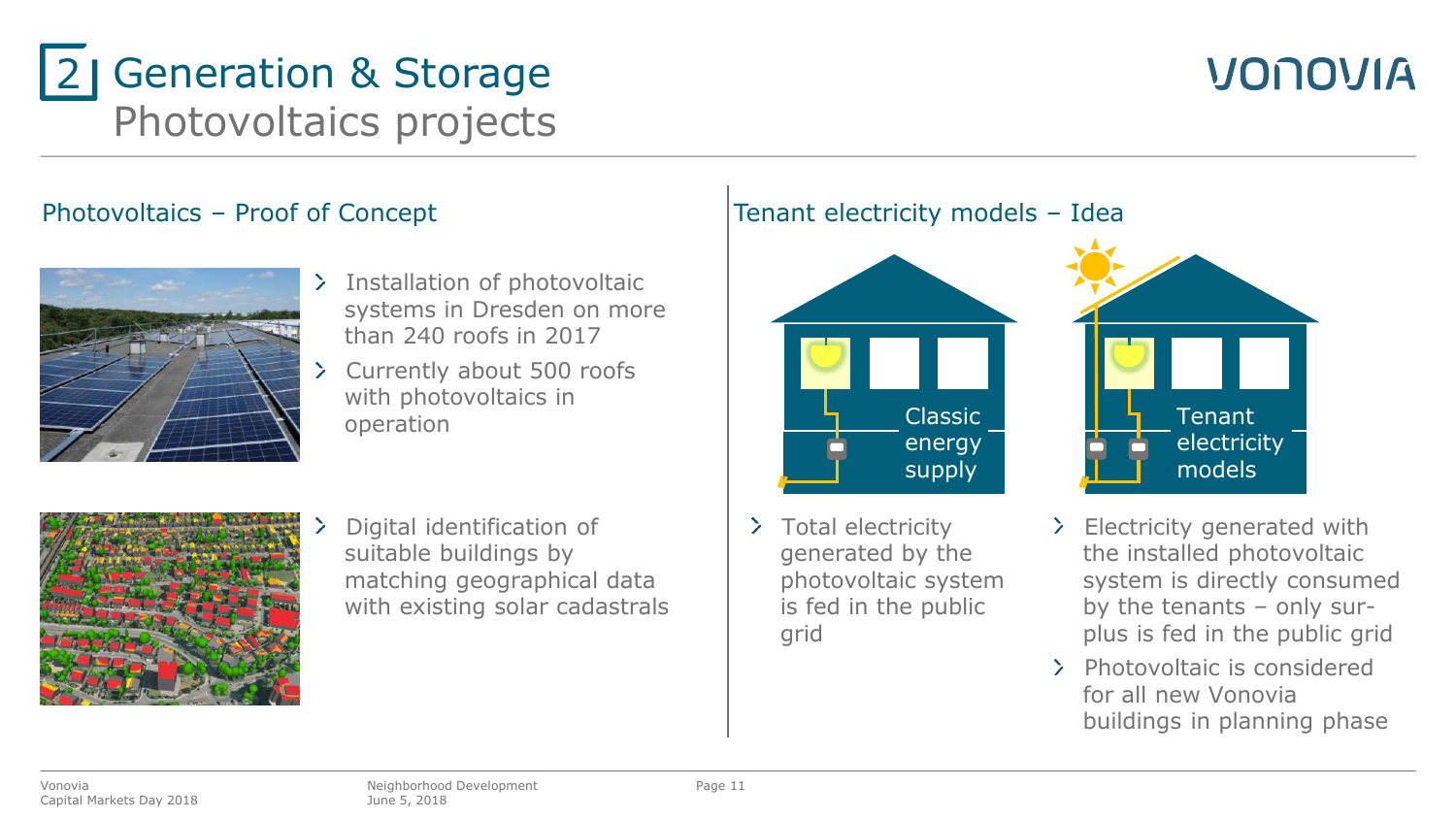# 2 Generation & Storage
## Photovoltaics projects

### Photovoltaics – Proof of Concept

- Installation of photovoltaic systems in Dresden on more than 240 roofs in 2017
- Currently about 500 roofs with photovoltaics in operation

- Digital identification of suitable buildings by matching geographical data with existing solar cadastrals

### Tenant electricity models – Idea

Classic energy supply

Tenant electricity models

- Total electricity generated by the photovoltaic system is fed in the public grid

- Electricity generated with the installed photovoltaic system is directly consumed by the tenants – only surplus is fed in the public grid
- Photovoltaic is considered for all new Vonovia buildings in planning phase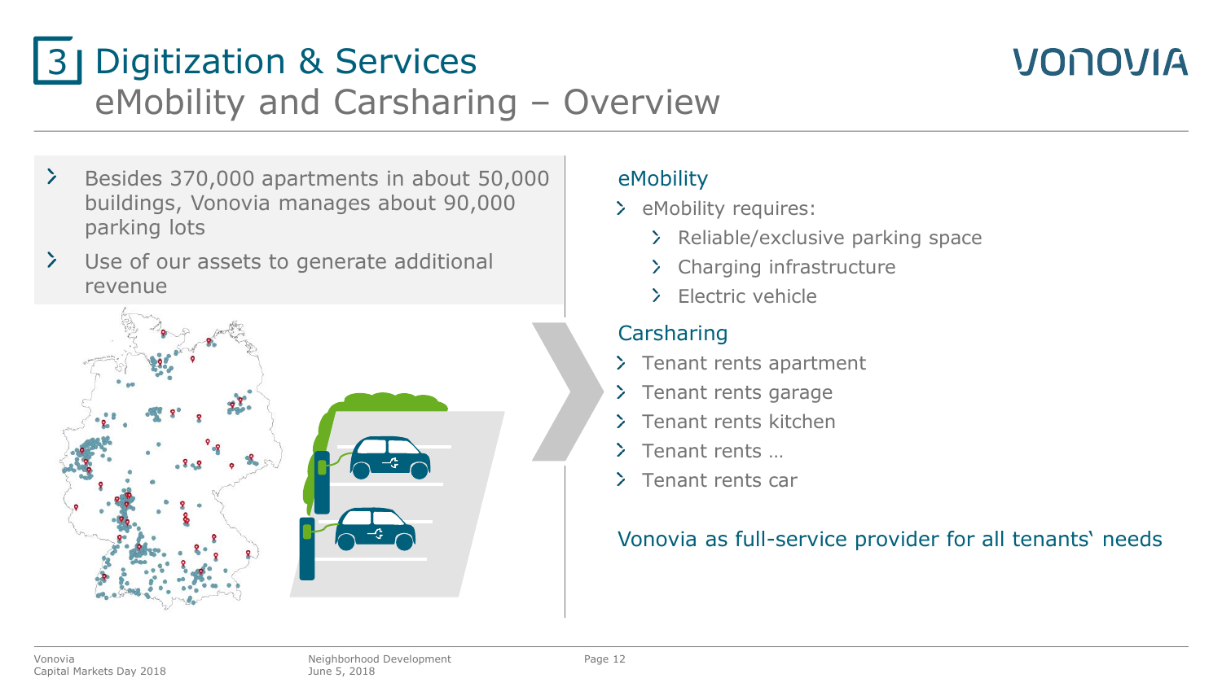# 3 Digitization & Services
## eMobility and Carsharing – Overview

- Besides 370,000 apartments in about 50,000 buildings, Vonovia manages about 90,000 parking lots
- Use of our assets to generate additional revenue

### eMobility

- eMobility requires:
  - Reliable/exclusive parking space
  - Charging infrastructure
  - Electric vehicle

### Carsharing

- Tenant rents apartment
- Tenant rents garage
- Tenant rents kitchen
- Tenant rents …
- Tenant rents car

Vonovia as full-service provider for all tenants‛ needs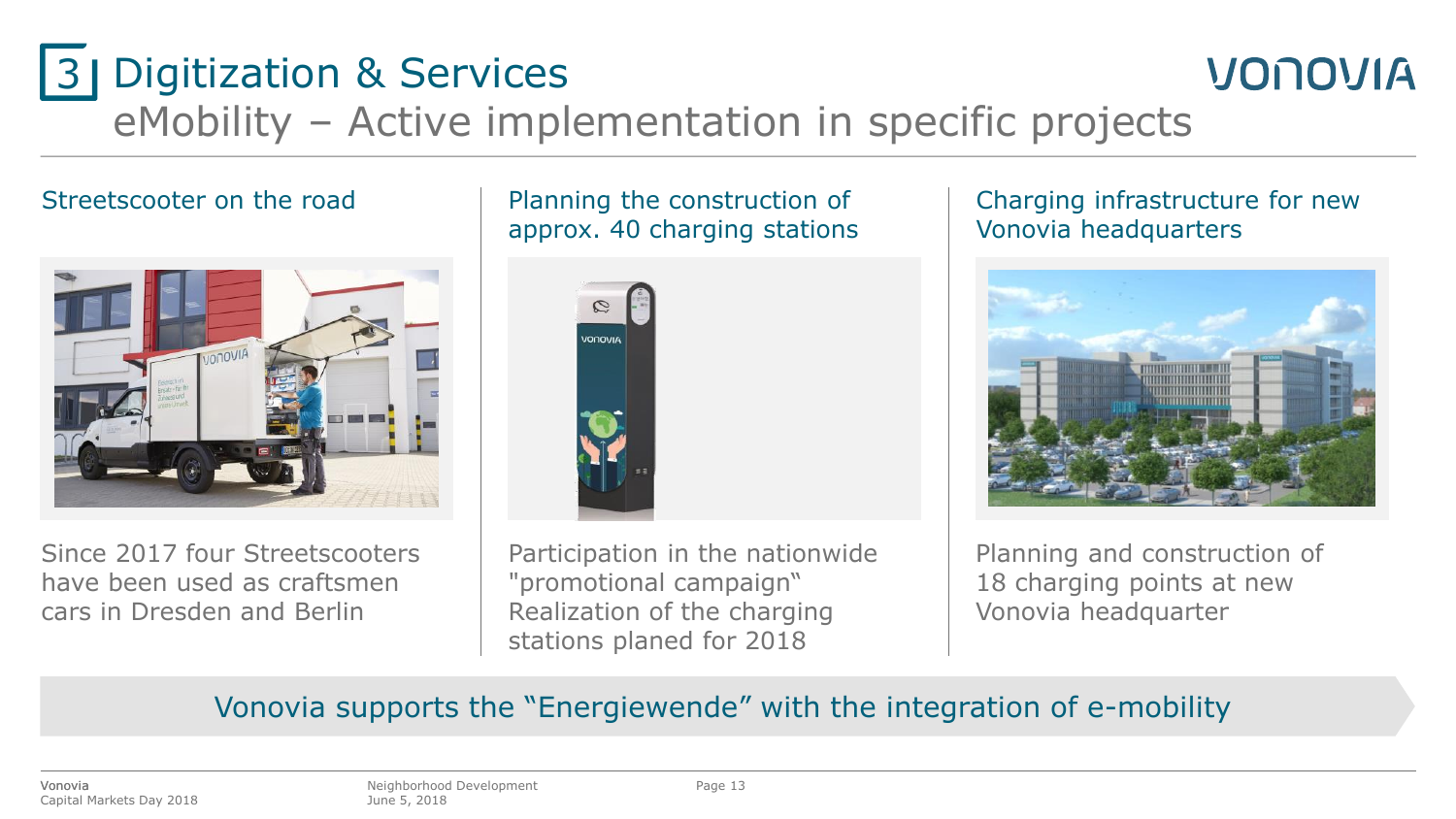# 3 Digitization & Services

## eMobility – Active implementation in specific projects

### Streetscooter on the road

Since 2017 four Streetscooters have been used as craftsmen cars in Dresden and Berlin

### Planning the construction of approx. 40 charging stations

Participation in the nationwide "promotional campaign" Realization of the charging stations planed for 2018

### Charging infrastructure for new Vonovia headquarters

Planning and construction of 18 charging points at new Vonovia headquarter

**Vonovia supports the "Energiewende" with the integration of e-mobility**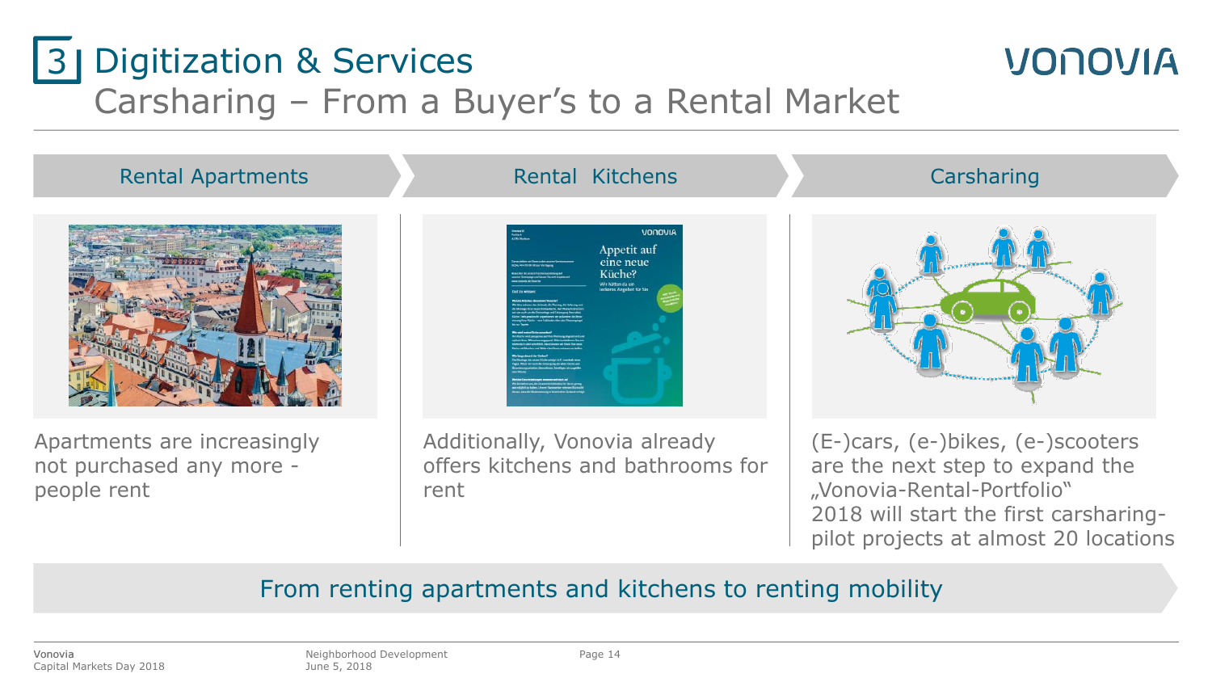# 3 Digitization & Services

## Carsharing – From a Buyer's to a Rental Market

### Rental Apartments

Apartments are increasingly not purchased any more - people rent

### Rental Kitchens

Additionally, Vonovia already offers kitchens and bathrooms for rent

### Carsharing

(E-)cars, (e-)bikes, (e-)scooters are the next step to expand the „Vonovia-Rental-Portfolio"
2018 will start the first carsharing-pilot projects at almost 20 locations

**From renting apartments and kitchens to renting mobility**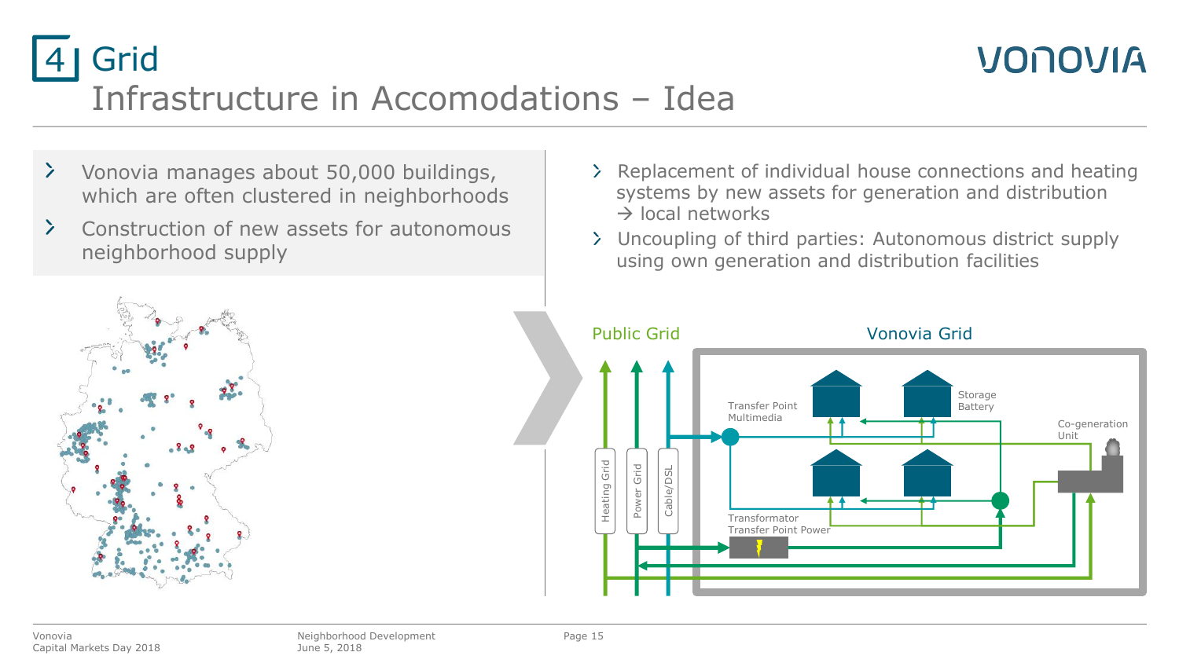# 4 Grid

## Infrastructure in Accomodations – Idea

- Vonovia manages about 50,000 buildings, which are often clustered in neighborhoods
- Construction of new assets for autonomous neighborhood supply

- Replacement of individual house connections and heating systems by new assets for generation and distribution → local networks
- Uncoupling of third parties: Autonomous district supply using own generation and distribution facilities

Public Grid

Vonovia Grid

Heating Grid

Power Grid

Cable/DSL

Transfer Point Multimedia

Storage Battery

Co-generation Unit

Transformator Transfer Point Power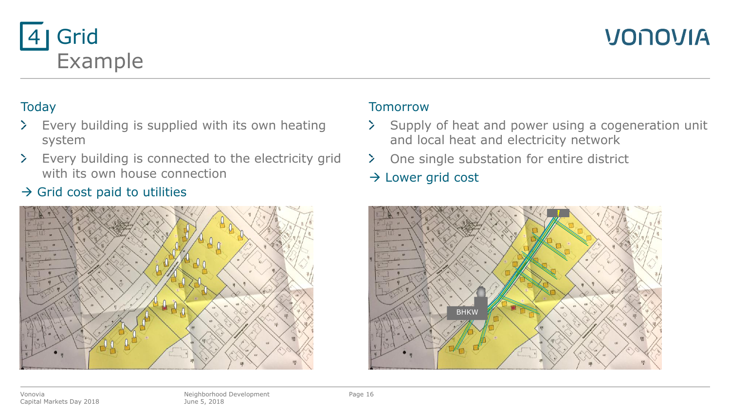# 4 Grid
## Example

### Today

- Every building is supplied with its own heating system
- Every building is connected to the electricity grid with its own house connection

→ Grid cost paid to utilities

### Tomorrow

- Supply of heat and power using a cogeneration unit and local heat and electricity network
- One single substation for entire district

→ Lower grid cost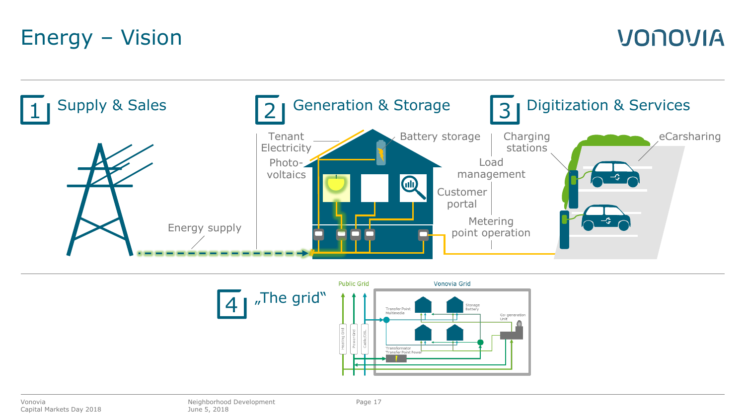# Energy – Vision

## 1 Supply & Sales

Energy supply

## 2 Generation & Storage

Tenant Electricity

Photo-voltaics

Battery storage

## 3 Digitization & Services

Load management

Customer portal

Metering point operation

Charging stations

eCarsharing

## 4 „The grid"

Public Grid

Vonovia Grid

Heating Grid

Power Grid

Cable/DSL

Transfer Point Multimedia

Storage Battery

Co-generation Unit

Transformator Transfer Point Power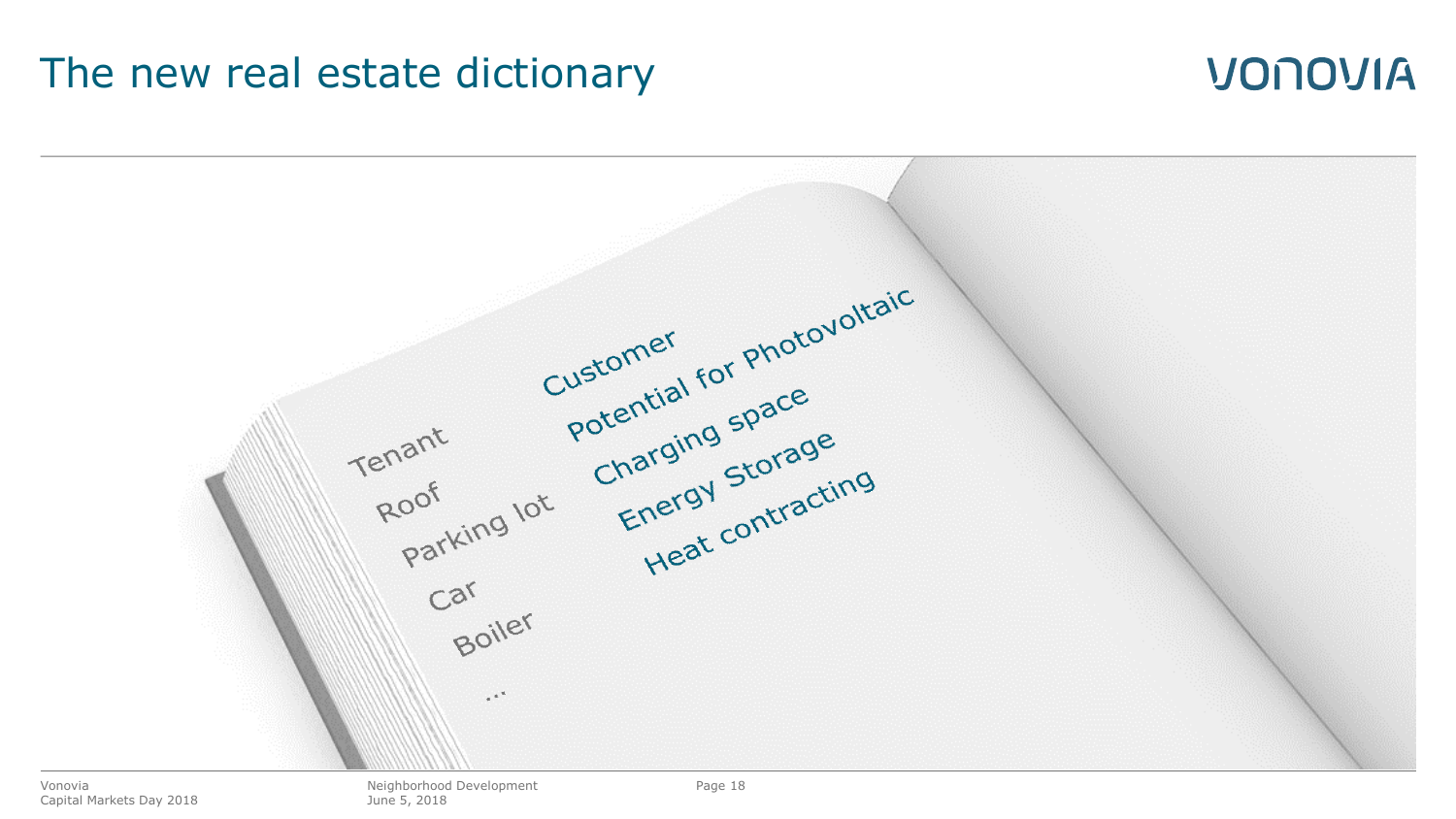# The new real estate dictionary

| | |
|---|---|
| Tenant | Customer |
| Roof | Potential for Photovoltaic |
| Parking lot | Charging space |
| Car | Energy Storage |
| Boiler | Heat contracting |
| ... | |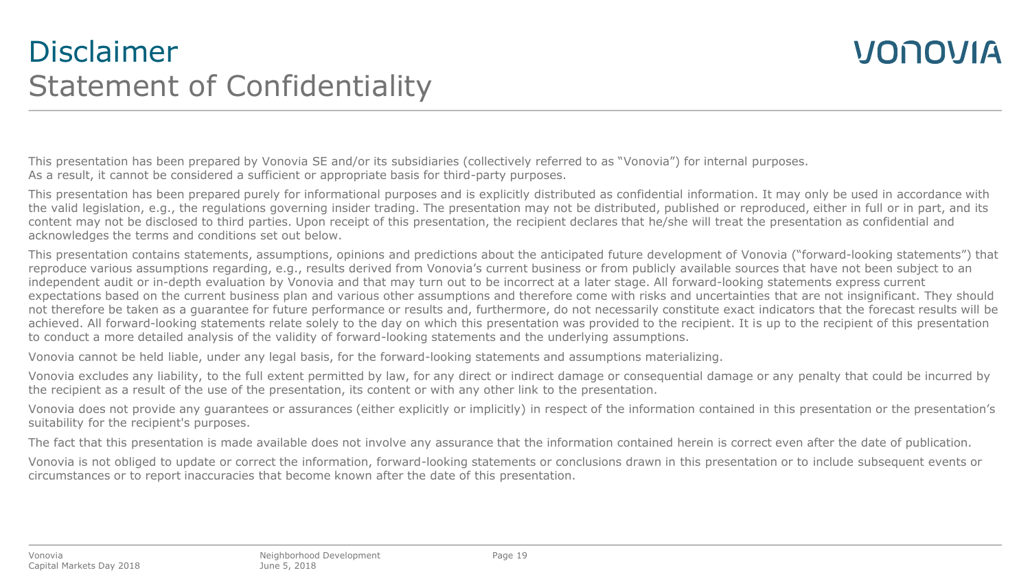# Disclaimer
## Statement of Confidentiality

This presentation has been prepared by Vonovia SE and/or its subsidiaries (collectively referred to as "Vonovia") for internal purposes. As a result, it cannot be considered a sufficient or appropriate basis for third-party purposes.

This presentation has been prepared purely for informational purposes and is explicitly distributed as confidential information. It may only be used in accordance with the valid legislation, e.g., the regulations governing insider trading. The presentation may not be distributed, published or reproduced, either in full or in part, and its content may not be disclosed to third parties. Upon receipt of this presentation, the recipient declares that he/she will treat the presentation as confidential and acknowledges the terms and conditions set out below.

This presentation contains statements, assumptions, opinions and predictions about the anticipated future development of Vonovia ("forward-looking statements") that reproduce various assumptions regarding, e.g., results derived from Vonovia's current business or from publicly available sources that have not been subject to an independent audit or in-depth evaluation by Vonovia and that may turn out to be incorrect at a later stage. All forward-looking statements express current expectations based on the current business plan and various other assumptions and therefore come with risks and uncertainties that are not insignificant. They should not therefore be taken as a guarantee for future performance or results and, furthermore, do not necessarily constitute exact indicators that the forecast results will be achieved. All forward-looking statements relate solely to the day on which this presentation was provided to the recipient. It is up to the recipient of this presentation to conduct a more detailed analysis of the validity of forward-looking statements and the underlying assumptions.

Vonovia cannot be held liable, under any legal basis, for the forward-looking statements and assumptions materializing.

Vonovia excludes any liability, to the full extent permitted by law, for any direct or indirect damage or consequential damage or any penalty that could be incurred by the recipient as a result of the use of the presentation, its content or with any other link to the presentation.

Vonovia does not provide any guarantees or assurances (either explicitly or implicitly) in respect of the information contained in this presentation or the presentation's suitability for the recipient's purposes.

The fact that this presentation is made available does not involve any assurance that the information contained herein is correct even after the date of publication.

Vonovia is not obliged to update or correct the information, forward-looking statements or conclusions drawn in this presentation or to include subsequent events or circumstances or to report inaccuracies that become known after the date of this presentation.